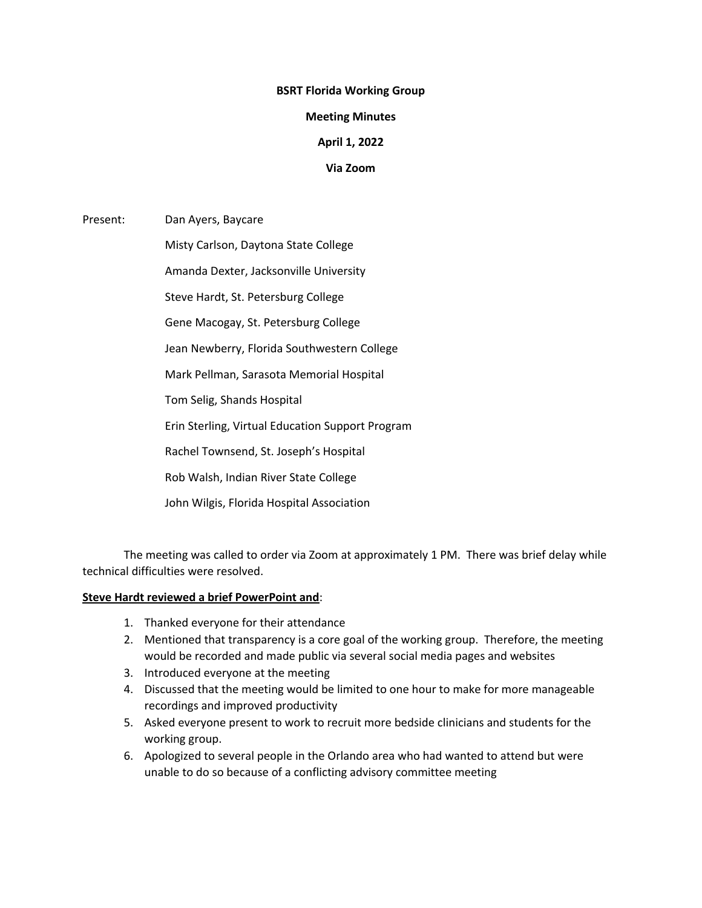**BSRT Florida Working Group**

**Meeting Minutes**

**April 1, 2022**

**Via Zoom**

Present: Dan Ayers, Baycare

Misty Carlson, Daytona State College

Amanda Dexter, Jacksonville University

Steve Hardt, St. Petersburg College

Gene Macogay, St. Petersburg College

Jean Newberry, Florida Southwestern College

Mark Pellman, Sarasota Memorial Hospital

Tom Selig, Shands Hospital

Erin Sterling, Virtual Education Support Program

Rachel Townsend, St. Joseph's Hospital

Rob Walsh, Indian River State College

John Wilgis, Florida Hospital Association

The meeting was called to order via Zoom at approximately 1 PM. There was brief delay while technical difficulties were resolved.

**Steve Hardt reviewed a brief PowerPoint and**:

1. Thanked everyone for their attendance
2. Mentioned that transparency is a core goal of the working group. Therefore, the meeting would be recorded and made public via several social media pages and websites
3. Introduced everyone at the meeting
4. Discussed that the meeting would be limited to one hour to make for more manageable recordings and improved productivity
5. Asked everyone present to work to recruit more bedside clinicians and students for the working group.
6. Apologized to several people in the Orlando area who had wanted to attend but were unable to do so because of a conflicting advisory committee meeting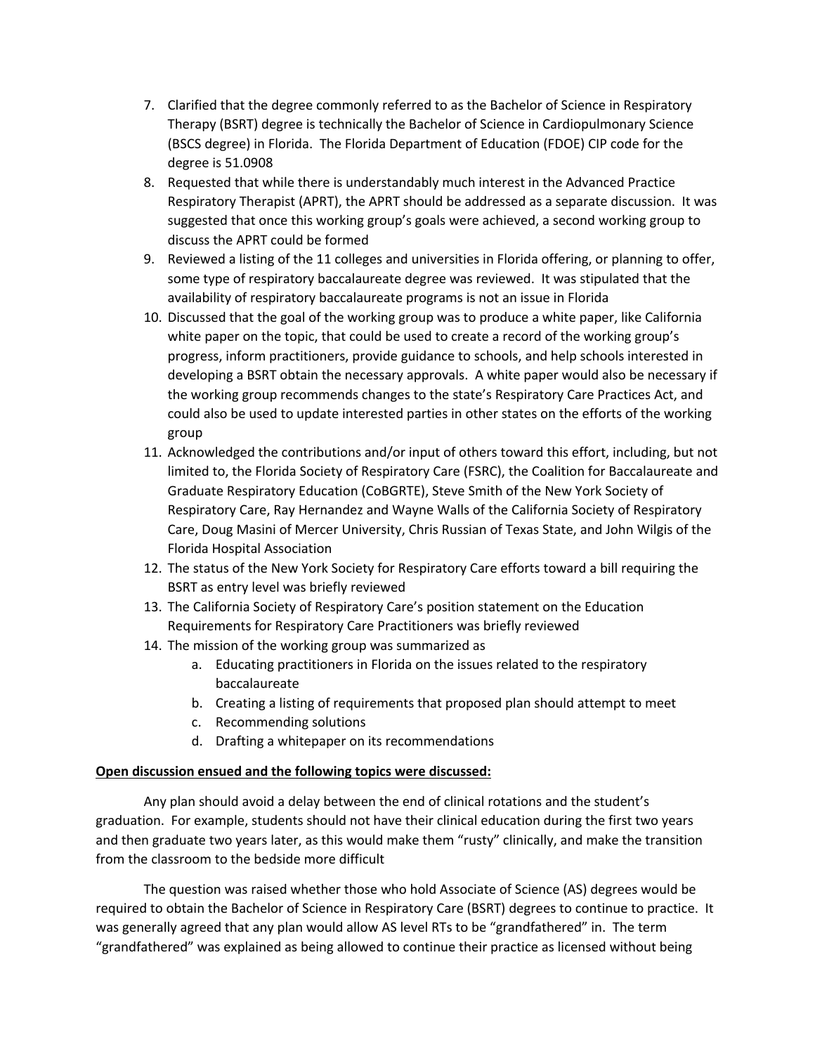7. Clarified that the degree commonly referred to as the Bachelor of Science in Respiratory Therapy (BSRT) degree is technically the Bachelor of Science in Cardiopulmonary Science (BSCS degree) in Florida. The Florida Department of Education (FDOE) CIP code for the degree is 51.0908
8. Requested that while there is understandably much interest in the Advanced Practice Respiratory Therapist (APRT), the APRT should be addressed as a separate discussion. It was suggested that once this working group's goals were achieved, a second working group to discuss the APRT could be formed
9. Reviewed a listing of the 11 colleges and universities in Florida offering, or planning to offer, some type of respiratory baccalaureate degree was reviewed. It was stipulated that the availability of respiratory baccalaureate programs is not an issue in Florida
10. Discussed that the goal of the working group was to produce a white paper, like California white paper on the topic, that could be used to create a record of the working group's progress, inform practitioners, provide guidance to schools, and help schools interested in developing a BSRT obtain the necessary approvals. A white paper would also be necessary if the working group recommends changes to the state's Respiratory Care Practices Act, and could also be used to update interested parties in other states on the efforts of the working group
11. Acknowledged the contributions and/or input of others toward this effort, including, but not limited to, the Florida Society of Respiratory Care (FSRC), the Coalition for Baccalaureate and Graduate Respiratory Education (CoBGRTE), Steve Smith of the New York Society of Respiratory Care, Ray Hernandez and Wayne Walls of the California Society of Respiratory Care, Doug Masini of Mercer University, Chris Russian of Texas State, and John Wilgis of the Florida Hospital Association
12. The status of the New York Society for Respiratory Care efforts toward a bill requiring the BSRT as entry level was briefly reviewed
13. The California Society of Respiratory Care's position statement on the Education Requirements for Respiratory Care Practitioners was briefly reviewed
14. The mission of the working group was summarized as
    a. Educating practitioners in Florida on the issues related to the respiratory baccalaureate
    b. Creating a listing of requirements that proposed plan should attempt to meet
    c. Recommending solutions
    d. Drafting a whitepaper on its recommendations

**Open discussion ensued and the following topics were discussed:**

Any plan should avoid a delay between the end of clinical rotations and the student's graduation. For example, students should not have their clinical education during the first two years and then graduate two years later, as this would make them "rusty" clinically, and make the transition from the classroom to the bedside more difficult

The question was raised whether those who hold Associate of Science (AS) degrees would be required to obtain the Bachelor of Science in Respiratory Care (BSRT) degrees to continue to practice. It was generally agreed that any plan would allow AS level RTs to be "grandfathered" in. The term "grandfathered" was explained as being allowed to continue their practice as licensed without being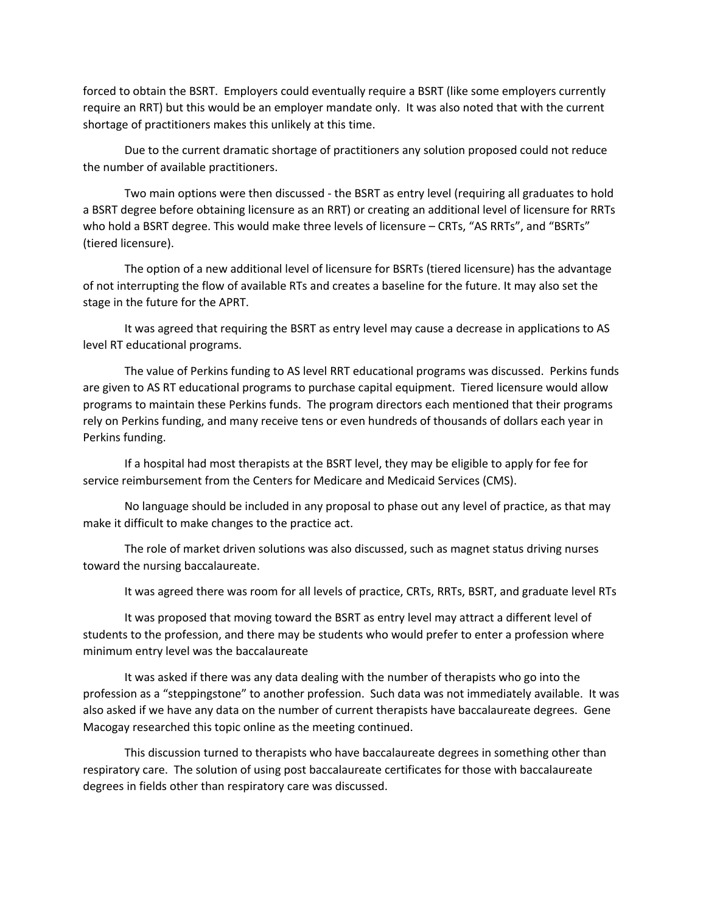forced to obtain the BSRT. Employers could eventually require a BSRT (like some employers currently require an RRT) but this would be an employer mandate only. It was also noted that with the current shortage of practitioners makes this unlikely at this time.

Due to the current dramatic shortage of practitioners any solution proposed could not reduce the number of available practitioners.

Two main options were then discussed - the BSRT as entry level (requiring all graduates to hold a BSRT degree before obtaining licensure as an RRT) or creating an additional level of licensure for RRTs who hold a BSRT degree. This would make three levels of licensure – CRTs, "AS RRTs", and "BSRTs" (tiered licensure).

The option of a new additional level of licensure for BSRTs (tiered licensure) has the advantage of not interrupting the flow of available RTs and creates a baseline for the future. It may also set the stage in the future for the APRT.

It was agreed that requiring the BSRT as entry level may cause a decrease in applications to AS level RT educational programs.

The value of Perkins funding to AS level RRT educational programs was discussed. Perkins funds are given to AS RT educational programs to purchase capital equipment. Tiered licensure would allow programs to maintain these Perkins funds. The program directors each mentioned that their programs rely on Perkins funding, and many receive tens or even hundreds of thousands of dollars each year in Perkins funding.

If a hospital had most therapists at the BSRT level, they may be eligible to apply for fee for service reimbursement from the Centers for Medicare and Medicaid Services (CMS).

No language should be included in any proposal to phase out any level of practice, as that may make it difficult to make changes to the practice act.

The role of market driven solutions was also discussed, such as magnet status driving nurses toward the nursing baccalaureate.

It was agreed there was room for all levels of practice, CRTs, RRTs, BSRT, and graduate level RTs

It was proposed that moving toward the BSRT as entry level may attract a different level of students to the profession, and there may be students who would prefer to enter a profession where minimum entry level was the baccalaureate

It was asked if there was any data dealing with the number of therapists who go into the profession as a "steppingstone" to another profession. Such data was not immediately available. It was also asked if we have any data on the number of current therapists have baccalaureate degrees. Gene Macogay researched this topic online as the meeting continued.

This discussion turned to therapists who have baccalaureate degrees in something other than respiratory care. The solution of using post baccalaureate certificates for those with baccalaureate degrees in fields other than respiratory care was discussed.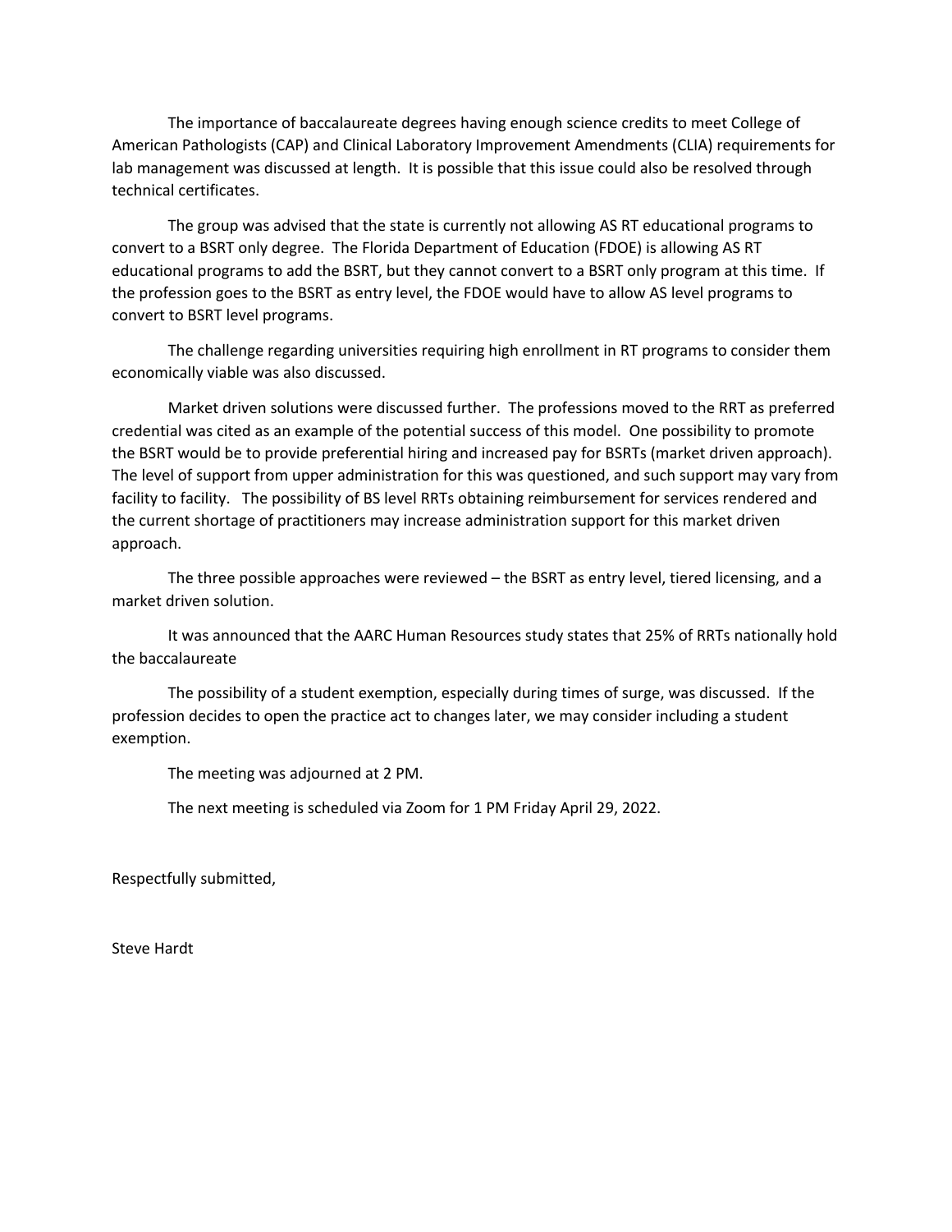The importance of baccalaureate degrees having enough science credits to meet College of American Pathologists (CAP) and Clinical Laboratory Improvement Amendments (CLIA) requirements for lab management was discussed at length. It is possible that this issue could also be resolved through technical certificates.

The group was advised that the state is currently not allowing AS RT educational programs to convert to a BSRT only degree. The Florida Department of Education (FDOE) is allowing AS RT educational programs to add the BSRT, but they cannot convert to a BSRT only program at this time. If the profession goes to the BSRT as entry level, the FDOE would have to allow AS level programs to convert to BSRT level programs.

The challenge regarding universities requiring high enrollment in RT programs to consider them economically viable was also discussed.

Market driven solutions were discussed further. The professions moved to the RRT as preferred credential was cited as an example of the potential success of this model. One possibility to promote the BSRT would be to provide preferential hiring and increased pay for BSRTs (market driven approach). The level of support from upper administration for this was questioned, and such support may vary from facility to facility. The possibility of BS level RRTs obtaining reimbursement for services rendered and the current shortage of practitioners may increase administration support for this market driven approach.

The three possible approaches were reviewed – the BSRT as entry level, tiered licensing, and a market driven solution.

It was announced that the AARC Human Resources study states that 25% of RRTs nationally hold the baccalaureate

The possibility of a student exemption, especially during times of surge, was discussed. If the profession decides to open the practice act to changes later, we may consider including a student exemption.

The meeting was adjourned at 2 PM.

The next meeting is scheduled via Zoom for 1 PM Friday April 29, 2022.

Respectfully submitted,

Steve Hardt